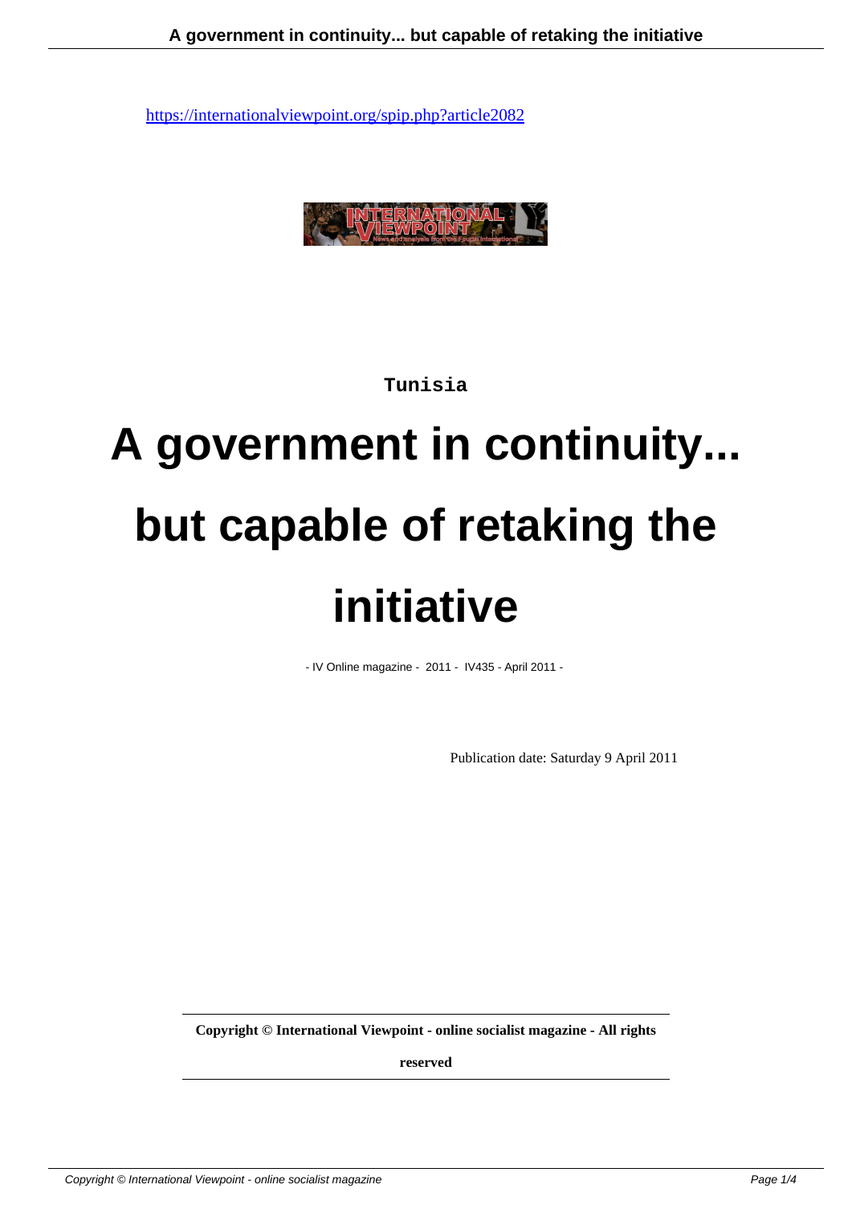https://internationalviewpoint.org/spip.php?article2082

Tunisia

# A government in continuity... but capable of retaking the initiative

- IV Online magazine - 2011 - IV435 - April 2011 -

Publication date: Saturday 9 April 2011

**Copyright © International Viewpoint - online socialist magazine - All rights reserved**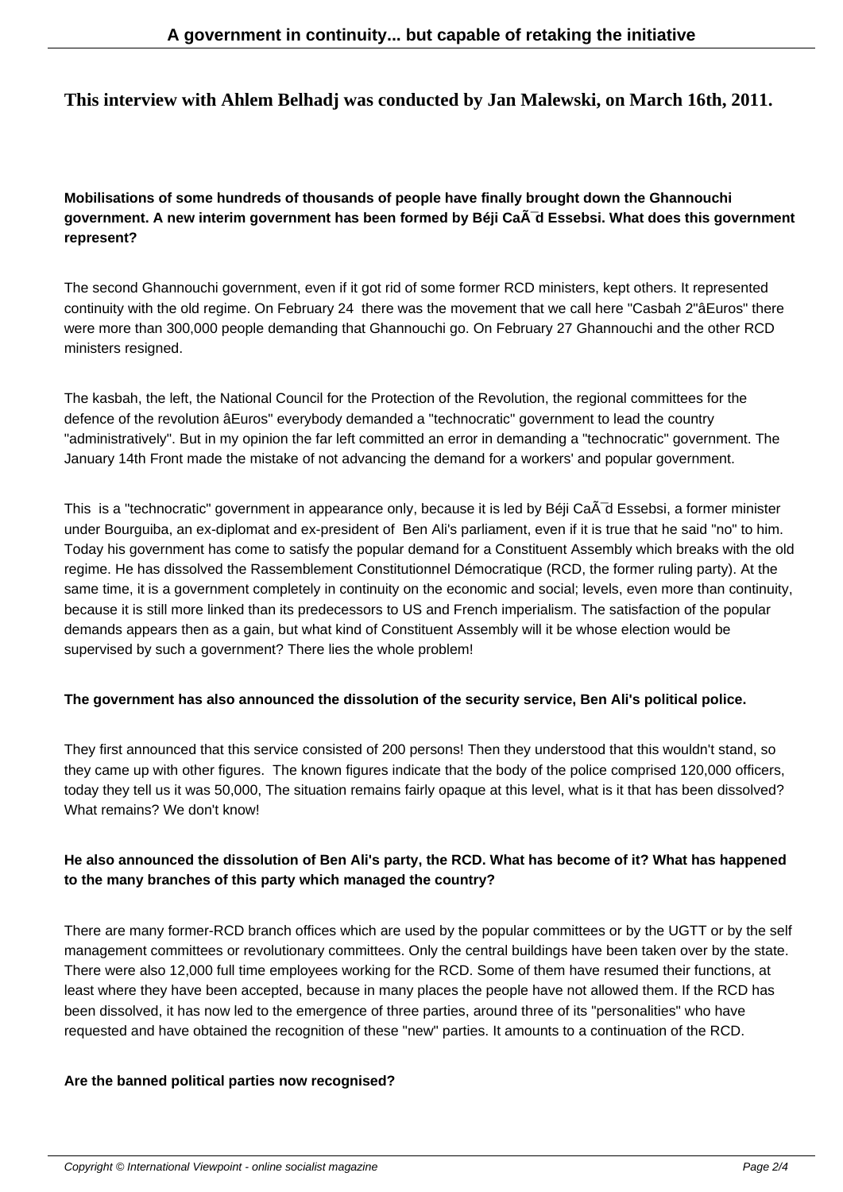**This interview with Ahlem Belhadj was conducted by Jan Malewski, on March 16th, 2011.**

**Mobilisations of some hundreds of thousands of people have finally brought down the Ghannouchi government. A new interim government has been formed by Béji CaÃ¯d Essebsi. What does this government represent?**

The second Ghannouchi government, even if it got rid of some former RCD ministers, kept others. It represented continuity with the old regime. On February 24 there was the movement that we call here "Casbah 2"âEuros" there were more than 300,000 people demanding that Ghannouchi go. On February 27 Ghannouchi and the other RCD ministers resigned.

The kasbah, the left, the National Council for the Protection of the Revolution, the regional committees for the defence of the revolution âEuros" everybody demanded a "technocratic" government to lead the country "administratively". But in my opinion the far left committed an error in demanding a "technocratic" government. The January 14th Front made the mistake of not advancing the demand for a workers' and popular government.

This is a "technocratic" government in appearance only, because it is led by Béji CaÃ¯d Essebsi, a former minister under Bourguiba, an ex-diplomat and ex-president of Ben Ali's parliament, even if it is true that he said "no" to him. Today his government has come to satisfy the popular demand for a Constituent Assembly which breaks with the old regime. He has dissolved the Rassemblement Constitutionnel Démocratique (RCD, the former ruling party). At the same time, it is a government completely in continuity on the economic and social; levels, even more than continuity, because it is still more linked than its predecessors to US and French imperialism. The satisfaction of the popular demands appears then as a gain, but what kind of Constituent Assembly will it be whose election would be supervised by such a government? There lies the whole problem!

**The government has also announced the dissolution of the security service, Ben Ali's political police.**

They first announced that this service consisted of 200 persons! Then they understood that this wouldn't stand, so they came up with other figures. The known figures indicate that the body of the police comprised 120,000 officers, today they tell us it was 50,000, The situation remains fairly opaque at this level, what is it that has been dissolved? What remains? We don't know!

**He also announced the dissolution of Ben Ali's party, the RCD. What has become of it? What has happened to the many branches of this party which managed the country?**

There are many former-RCD branch offices which are used by the popular committees or by the UGTT or by the self management committees or revolutionary committees. Only the central buildings have been taken over by the state. There were also 12,000 full time employees working for the RCD. Some of them have resumed their functions, at least where they have been accepted, because in many places the people have not allowed them. If the RCD has been dissolved, it has now led to the emergence of three parties, around three of its "personalities" who have requested and have obtained the recognition of these "new" parties. It amounts to a continuation of the RCD.

**Are the banned political parties now recognised?**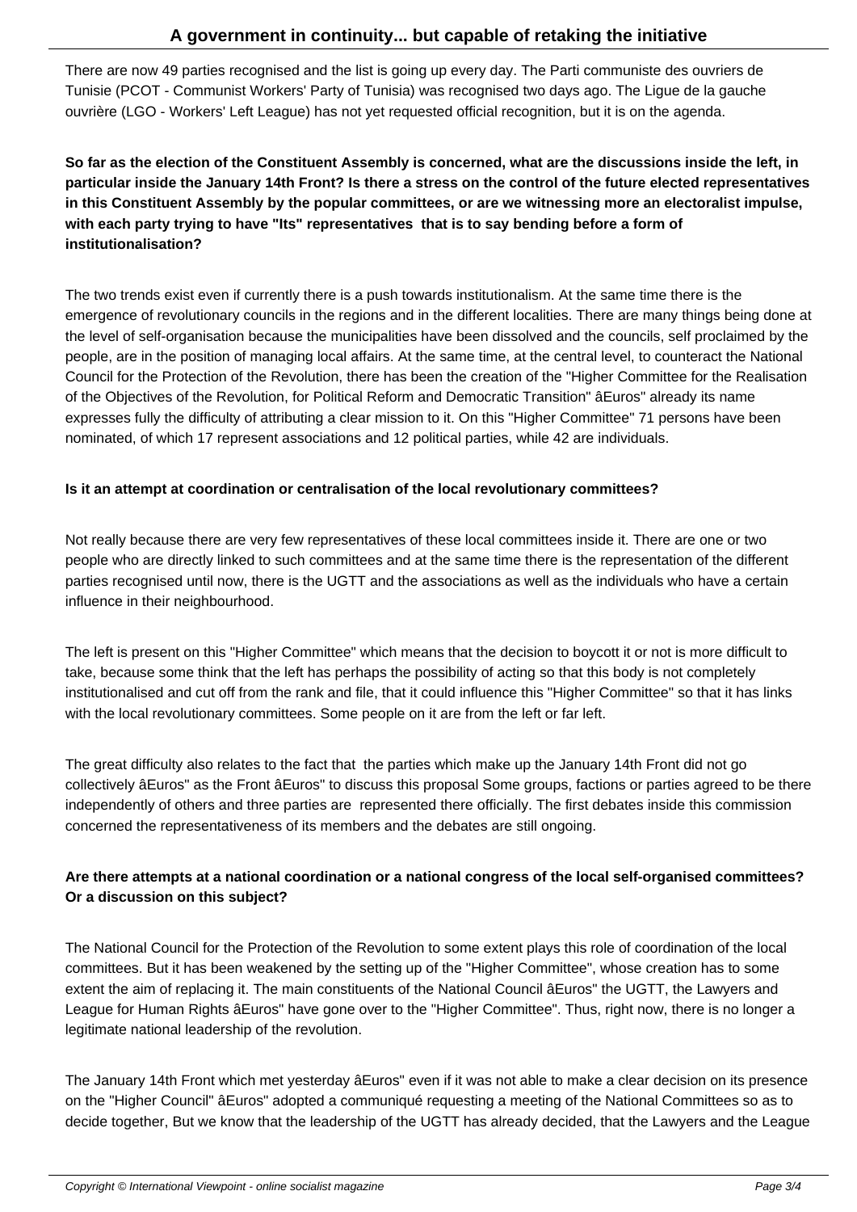There are now 49 parties recognised and the list is going up every day. The Parti communiste des ouvriers de Tunisie (PCOT - Communist Workers' Party of Tunisia) was recognised two days ago. The Ligue de la gauche ouvrière (LGO - Workers' Left League) has not yet requested official recognition, but it is on the agenda.

**So far as the election of the Constituent Assembly is concerned, what are the discussions inside the left, in particular inside the January 14th Front? Is there a stress on the control of the future elected representatives in this Constituent Assembly by the popular committees, or are we witnessing more an electoralist impulse, with each party trying to have "Its" representatives  that is to say bending before a form of institutionalisation?**

The two trends exist even if currently there is a push towards institutionalism. At the same time there is the emergence of revolutionary councils in the regions and in the different localities. There are many things being done at the level of self-organisation because the municipalities have been dissolved and the councils, self proclaimed by the people, are in the position of managing local affairs. At the same time, at the central level, to counteract the National Council for the Protection of the Revolution, there has been the creation of the "Higher Committee for the Realisation of the Objectives of the Revolution, for Political Reform and Democratic Transition" âEuros" already its name expresses fully the difficulty of attributing a clear mission to it. On this "Higher Committee" 71 persons have been nominated, of which 17 represent associations and 12 political parties, while 42 are individuals.

**Is it an attempt at coordination or centralisation of the local revolutionary committees?**

Not really because there are very few representatives of these local committees inside it. There are one or two people who are directly linked to such committees and at the same time there is the representation of the different parties recognised until now, there is the UGTT and the associations as well as the individuals who have a certain influence in their neighbourhood.

The left is present on this "Higher Committee" which means that the decision to boycott it or not is more difficult to take, because some think that the left has perhaps the possibility of acting so that this body is not completely institutionalised and cut off from the rank and file, that it could influence this "Higher Committee" so that it has links with the local revolutionary committees. Some people on it are from the left or far left.

The great difficulty also relates to the fact that  the parties which make up the January 14th Front did not go collectively âEuros" as the Front âEuros" to discuss this proposal Some groups, factions or parties agreed to be there independently of others and three parties are  represented there officially. The first debates inside this commission concerned the representativeness of its members and the debates are still ongoing.

**Are there attempts at a national coordination or a national congress of the local self-organised committees? Or a discussion on this subject?**

The National Council for the Protection of the Revolution to some extent plays this role of coordination of the local committees. But it has been weakened by the setting up of the "Higher Committee", whose creation has to some extent the aim of replacing it. The main constituents of the National Council âEuros" the UGTT, the Lawyers and League for Human Rights âEuros" have gone over to the "Higher Committee". Thus, right now, there is no longer a legitimate national leadership of the revolution.

The January 14th Front which met yesterday âEuros" even if it was not able to make a clear decision on its presence on the "Higher Council" âEuros" adopted a communiqué requesting a meeting of the National Committees so as to decide together, But we know that the leadership of the UGTT has already decided, that the Lawyers and the League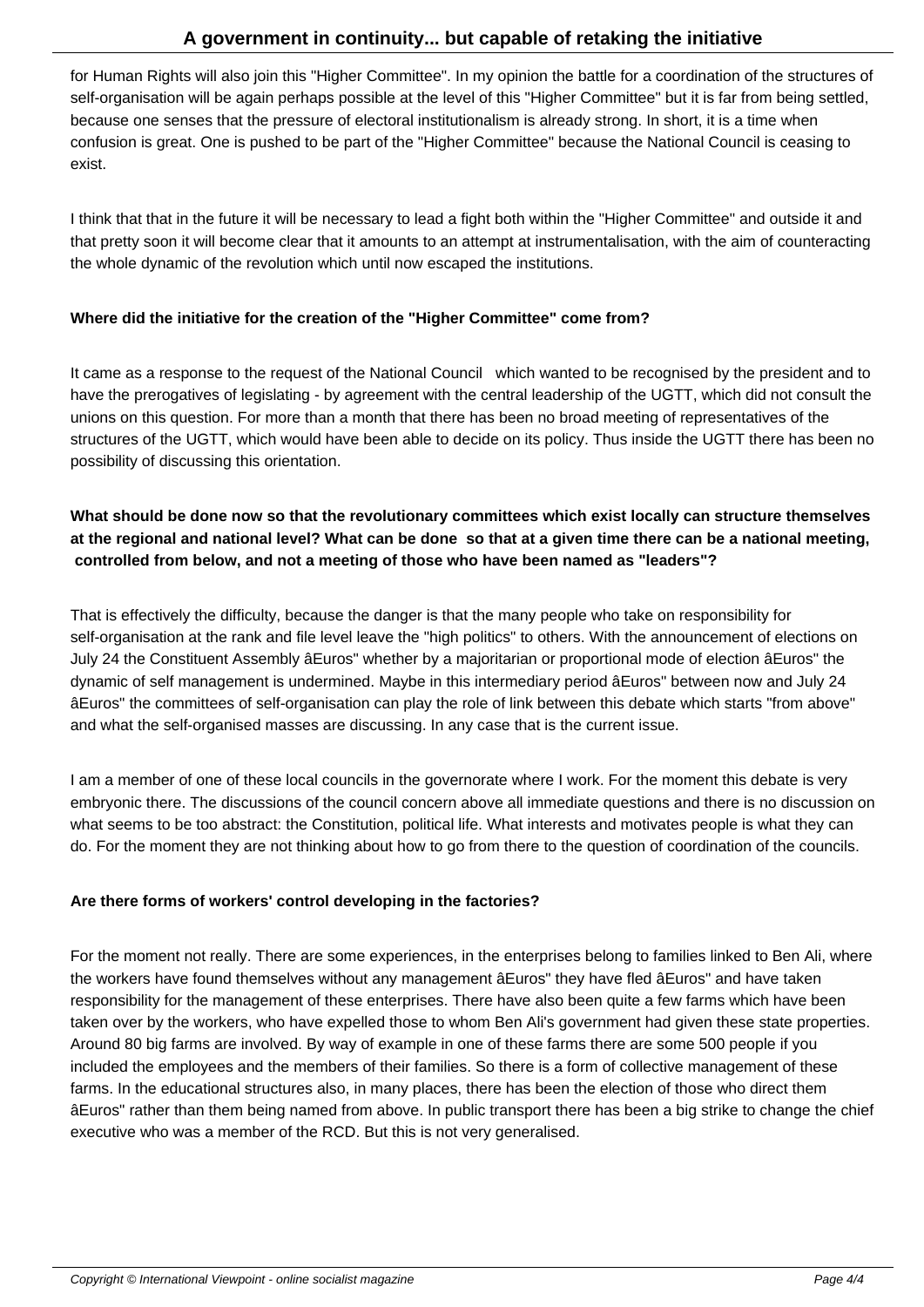for Human Rights will also join this "Higher Committee". In my opinion the battle for a coordination of the structures of self-organisation will be again perhaps possible at the level of this "Higher Committee" but it is far from being settled, because one senses that the pressure of electoral institutionalism is already strong. In short, it is a time when confusion is great. One is pushed to be part of the "Higher Committee" because the National Council is ceasing to exist.

I think that that in the future it will be necessary to lead a fight both within the "Higher Committee" and outside it and that pretty soon it will become clear that it amounts to an attempt at instrumentalisation, with the aim of counteracting the whole dynamic of the revolution which until now escaped the institutions.

**Where did the initiative for the creation of the "Higher Committee" come from?**

It came as a response to the request of the National Council which wanted to be recognised by the president and to have the prerogatives of legislating - by agreement with the central leadership of the UGTT, which did not consult the unions on this question. For more than a month that there has been no broad meeting of representatives of the structures of the UGTT, which would have been able to decide on its policy. Thus inside the UGTT there has been no possibility of discussing this orientation.

**What should be done now so that the revolutionary committees which exist locally can structure themselves at the regional and national level? What can be done so that at a given time there can be a national meeting, controlled from below, and not a meeting of those who have been named as "leaders"?**

That is effectively the difficulty, because the danger is that the many people who take on responsibility for self-organisation at the rank and file level leave the "high politics" to others. With the announcement of elections on July 24 the Constituent Assembly âEuros" whether by a majoritarian or proportional mode of election âEuros" the dynamic of self management is undermined. Maybe in this intermediary period âEuros" between now and July 24 âEuros" the committees of self-organisation can play the role of link between this debate which starts "from above" and what the self-organised masses are discussing. In any case that is the current issue.

I am a member of one of these local councils in the governorate where I work. For the moment this debate is very embryonic there. The discussions of the council concern above all immediate questions and there is no discussion on what seems to be too abstract: the Constitution, political life. What interests and motivates people is what they can do. For the moment they are not thinking about how to go from there to the question of coordination of the councils.

**Are there forms of workers' control developing in the factories?**

For the moment not really. There are some experiences, in the enterprises belong to families linked to Ben Ali, where the workers have found themselves without any management âEuros" they have fled âEuros" and have taken responsibility for the management of these enterprises. There have also been quite a few farms which have been taken over by the workers, who have expelled those to whom Ben Ali's government had given these state properties. Around 80 big farms are involved. By way of example in one of these farms there are some 500 people if you included the employees and the members of their families. So there is a form of collective management of these farms. In the educational structures also, in many places, there has been the election of those who direct them âEuros" rather than them being named from above. In public transport there has been a big strike to change the chief executive who was a member of the RCD. But this is not very generalised.